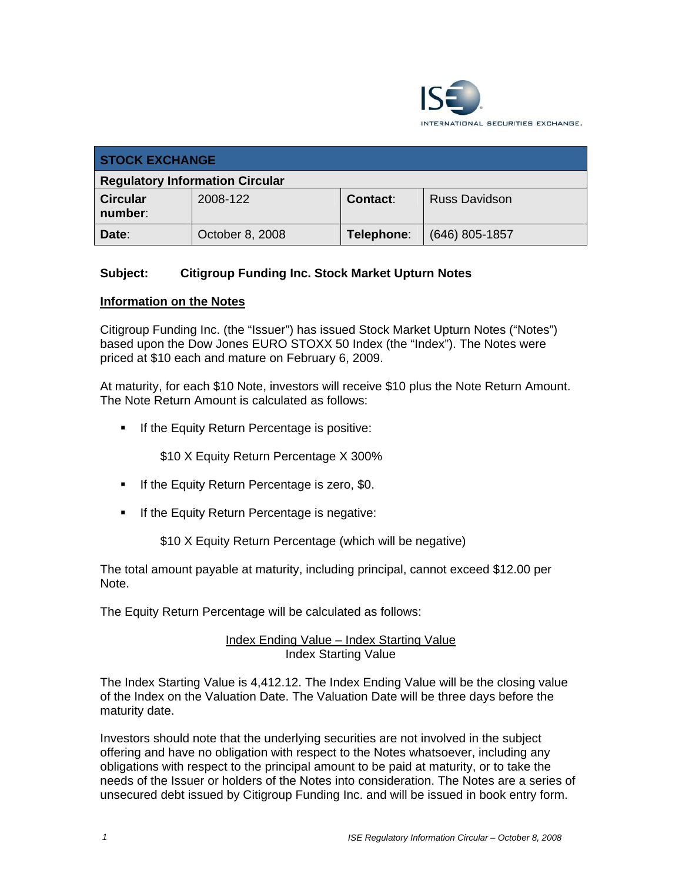INTERNATIONAL SECURITIES EXCHANGE.

| STOCK EXCHANGE | | | |
|---|---|---|---|
| **Regulatory Information Circular** | | | |
| **Circular number:** | 2008-122 | **Contact:** | Russ Davidson |
| **Date:** | October 8, 2008 | **Telephone:** | (646) 805-1857 |

**Subject: Citigroup Funding Inc. Stock Market Upturn Notes**

## Information on the Notes

Citigroup Funding Inc. (the "Issuer") has issued Stock Market Upturn Notes ("Notes") based upon the Dow Jones EURO STOXX 50 Index (the "Index"). The Notes were priced at $10 each and mature on February 6, 2009.

At maturity, for each $10 Note, investors will receive $10 plus the Note Return Amount. The Note Return Amount is calculated as follows:

- If the Equity Return Percentage is positive:

  $10 X Equity Return Percentage X 300%

- If the Equity Return Percentage is zero, $0.

- If the Equity Return Percentage is negative:

  $10 X Equity Return Percentage (which will be negative)

The total amount payable at maturity, including principal, cannot exceed $12.00 per Note.

The Equity Return Percentage will be calculated as follows:

$$\frac{\text{Index Ending Value} - \text{Index Starting Value}}{\text{Index Starting Value}}$$

The Index Starting Value is 4,412.12. The Index Ending Value will be the closing value of the Index on the Valuation Date. The Valuation Date will be three days before the maturity date.

Investors should note that the underlying securities are not involved in the subject offering and have no obligation with respect to the Notes whatsoever, including any obligations with respect to the principal amount to be paid at maturity, or to take the needs of the Issuer or holders of the Notes into consideration. The Notes are a series of unsecured debt issued by Citigroup Funding Inc. and will be issued in book entry form.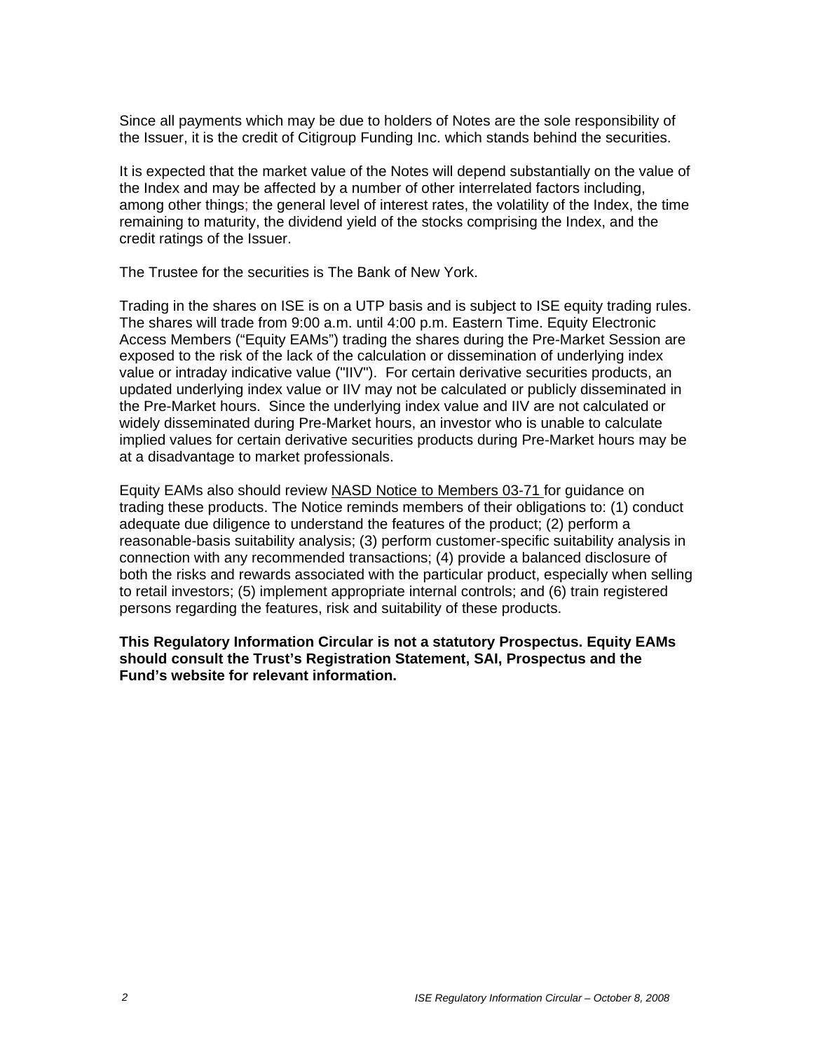Since all payments which may be due to holders of Notes are the sole responsibility of the Issuer, it is the credit of Citigroup Funding Inc. which stands behind the securities.

It is expected that the market value of the Notes will depend substantially on the value of the Index and may be affected by a number of other interrelated factors including, among other things; the general level of interest rates, the volatility of the Index, the time remaining to maturity, the dividend yield of the stocks comprising the Index, and the credit ratings of the Issuer.

The Trustee for the securities is The Bank of New York.

Trading in the shares on ISE is on a UTP basis and is subject to ISE equity trading rules. The shares will trade from 9:00 a.m. until 4:00 p.m. Eastern Time. Equity Electronic Access Members ("Equity EAMs") trading the shares during the Pre-Market Session are exposed to the risk of the lack of the calculation or dissemination of underlying index value or intraday indicative value ("IIV"). For certain derivative securities products, an updated underlying index value or IIV may not be calculated or publicly disseminated in the Pre-Market hours. Since the underlying index value and IIV are not calculated or widely disseminated during Pre-Market hours, an investor who is unable to calculate implied values for certain derivative securities products during Pre-Market hours may be at a disadvantage to market professionals.

Equity EAMs also should review NASD Notice to Members 03-71 for guidance on trading these products. The Notice reminds members of their obligations to: (1) conduct adequate due diligence to understand the features of the product; (2) perform a reasonable-basis suitability analysis; (3) perform customer-specific suitability analysis in connection with any recommended transactions; (4) provide a balanced disclosure of both the risks and rewards associated with the particular product, especially when selling to retail investors; (5) implement appropriate internal controls; and (6) train registered persons regarding the features, risk and suitability of these products.

**This Regulatory Information Circular is not a statutory Prospectus. Equity EAMs should consult the Trust's Registration Statement, SAI, Prospectus and the Fund's website for relevant information.**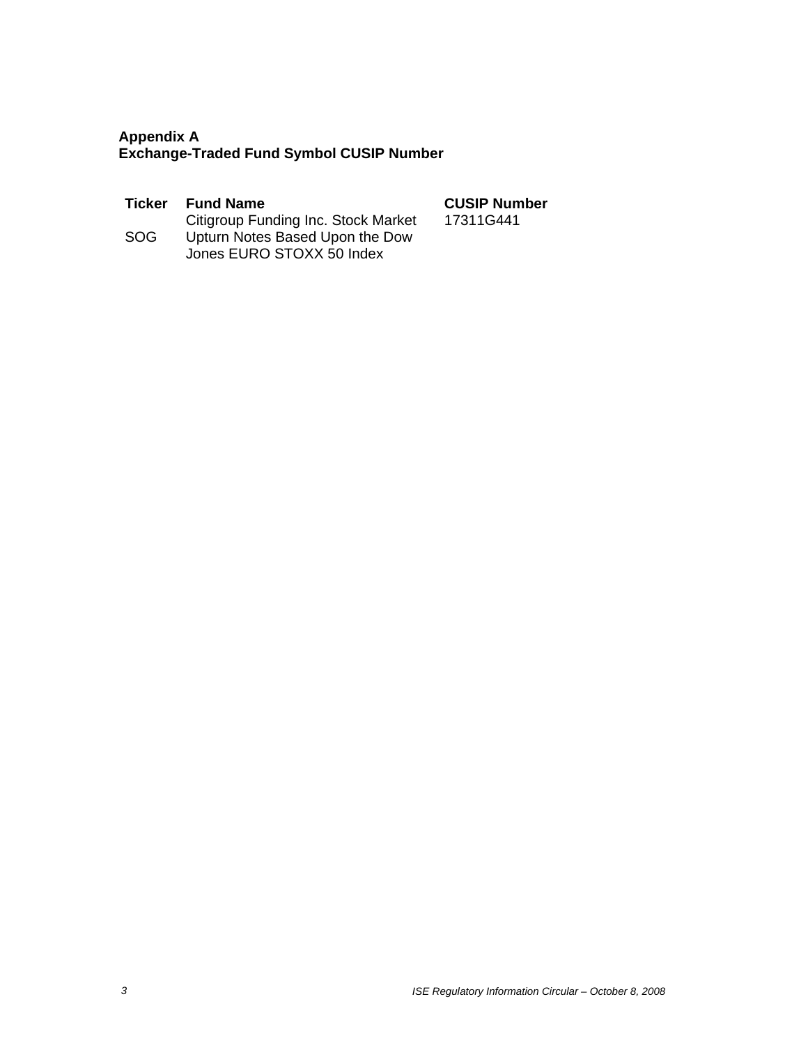**Appendix A**
**Exchange-Traded Fund Symbol CUSIP Number**

| Ticker | Fund Name | CUSIP Number |
|---|---|---|
| SOG | Citigroup Funding Inc. Stock Market Upturn Notes Based Upon the Dow Jones EURO STOXX 50 Index | 17311G441 |